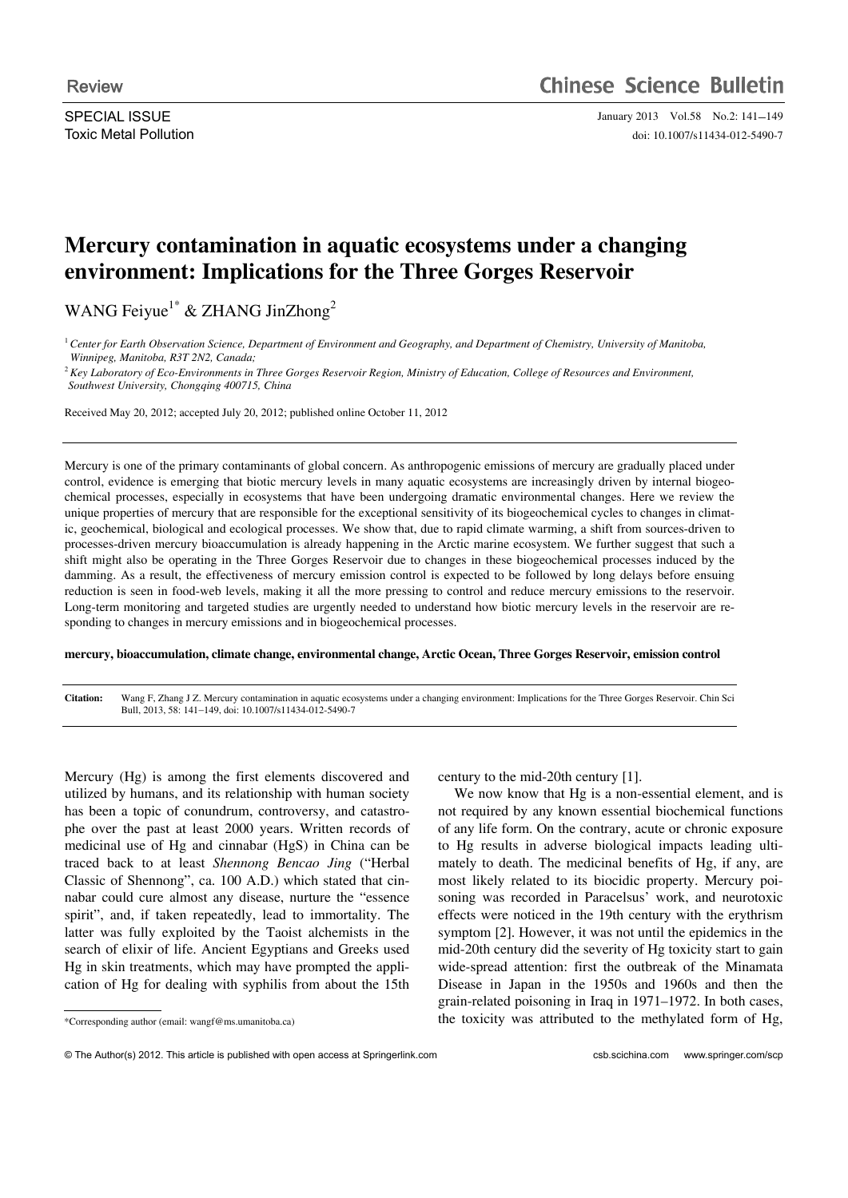Review

SPECIAL ISSUE
Toxic Metal Pollution

# Mercury contamination in aquatic ecosystems under a changing environment: Implications for the Three Gorges Reservoir

WANG Feiyue[1*] & ZHANG JinZhong[2]

[1] *Center for Earth Observation Science, Department of Environment and Geography, and Department of Chemistry, University of Manitoba, Winnipeg, Manitoba, R3T 2N2, Canada;*

[2] *Key Laboratory of Eco-Environments in Three Gorges Reservoir Region, Ministry of Education, College of Resources and Environment, Southwest University, Chongqing 400715, China*

Received May 20, 2012; accepted July 20, 2012; published online October 11, 2012

Mercury is one of the primary contaminants of global concern. As anthropogenic emissions of mercury are gradually placed under control, evidence is emerging that biotic mercury levels in many aquatic ecosystems are increasingly driven by internal biogeochemical processes, especially in ecosystems that have been undergoing dramatic environmental changes. Here we review the unique properties of mercury that are responsible for the exceptional sensitivity of its biogeochemical cycles to changes in climatic, geochemical, biological and ecological processes. We show that, due to rapid climate warming, a shift from sources-driven to processes-driven mercury bioaccumulation is already happening in the Arctic marine ecosystem. We further suggest that such a shift might also be operating in the Three Gorges Reservoir due to changes in these biogeochemical processes induced by the damming. As a result, the effectiveness of mercury emission control is expected to be followed by long delays before ensuing reduction is seen in food-web levels, making it all the more pressing to control and reduce mercury emissions to the reservoir. Long-term monitoring and targeted studies are urgently needed to understand how biotic mercury levels in the reservoir are responding to changes in mercury emissions and in biogeochemical processes.

**mercury, bioaccumulation, climate change, environmental change, Arctic Ocean, Three Gorges Reservoir, emission control**

**Citation:** Wang F, Zhang J Z. Mercury contamination in aquatic ecosystems under a changing environment: Implications for the Three Gorges Reservoir. Chin Sci Bull, 2013, 58: 141–149, doi: 10.1007/s11434-012-5490-7

Mercury (Hg) is among the first elements discovered and utilized by humans, and its relationship with human society has been a topic of conundrum, controversy, and catastrophe over the past at least 2000 years. Written records of medicinal use of Hg and cinnabar (HgS) in China can be traced back to at least *Shennong Bencao Jing* ("Herbal Classic of Shennong", ca. 100 A.D.) which stated that cinnabar could cure almost any disease, nurture the "essence spirit", and, if taken repeatedly, lead to immortality. The latter was fully exploited by the Taoist alchemists in the search of elixir of life. Ancient Egyptians and Greeks used Hg in skin treatments, which may have prompted the application of Hg for dealing with syphilis from about the 15th century to the mid-20th century [1].

We now know that Hg is a non-essential element, and is not required by any known essential biochemical functions of any life form. On the contrary, acute or chronic exposure to Hg results in adverse biological impacts leading ultimately to death. The medicinal benefits of Hg, if any, are most likely related to its biocidic property. Mercury poisoning was recorded in Paracelsus' work, and neurotoxic effects were noticed in the 19th century with the erythrism symptom [2]. However, it was not until the epidemics in the mid-20th century did the severity of Hg toxicity start to gain wide-spread attention: first the outbreak of the Minamata Disease in Japan in the 1950s and 1960s and then the grain-related poisoning in Iraq in 1971–1972. In both cases, the toxicity was attributed to the methylated form of Hg,

*Corresponding author (email: wangf@ms.umanitoba.ca)

© The Author(s) 2012. This article is published with open access at Springerlink.com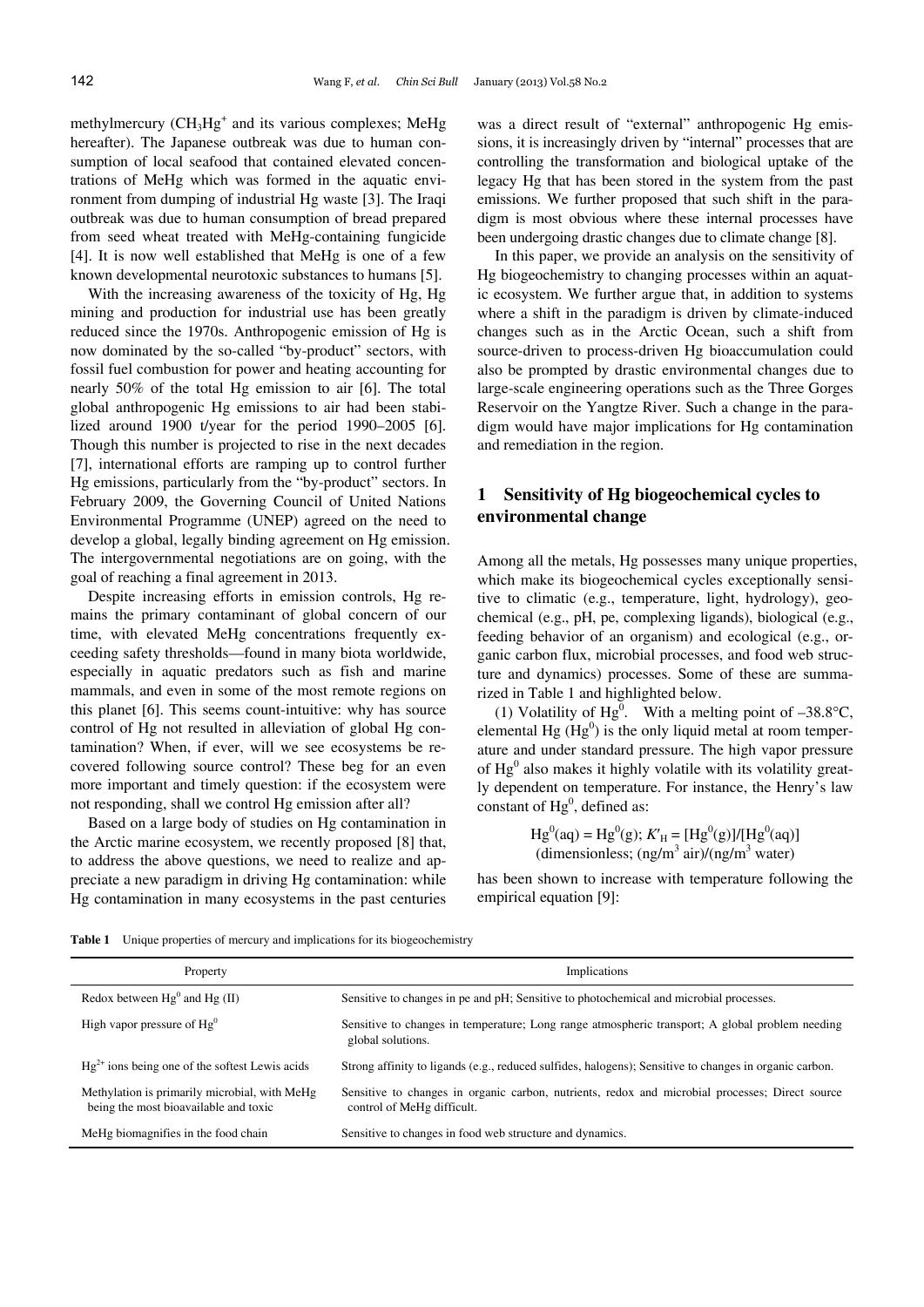methylmercury ($CH_3Hg^+$ and its various complexes; MeHg hereafter). The Japanese outbreak was due to human consumption of local seafood that contained elevated concentrations of MeHg which was formed in the aquatic environment from dumping of industrial Hg waste [3]. The Iraqi outbreak was due to human consumption of bread prepared from seed wheat treated with MeHg-containing fungicide [4]. It is now well established that MeHg is one of a few known developmental neurotoxic substances to humans [5].

With the increasing awareness of the toxicity of Hg, Hg mining and production for industrial use has been greatly reduced since the 1970s. Anthropogenic emission of Hg is now dominated by the so-called "by-product" sectors, with fossil fuel combustion for power and heating accounting for nearly 50% of the total Hg emission to air [6]. The total global anthropogenic Hg emissions to air had been stabilized around 1900 t/year for the period 1990–2005 [6]. Though this number is projected to rise in the next decades [7], international efforts are ramping up to control further Hg emissions, particularly from the "by-product" sectors. In February 2009, the Governing Council of United Nations Environmental Programme (UNEP) agreed on the need to develop a global, legally binding agreement on Hg emission. The intergovernmental negotiations are on going, with the goal of reaching a final agreement in 2013.

Despite increasing efforts in emission controls, Hg remains the primary contaminant of global concern of our time, with elevated MeHg concentrations frequently exceeding safety thresholds—found in many biota worldwide, especially in aquatic predators such as fish and marine mammals, and even in some of the most remote regions on this planet [6]. This seems count-intuitive: why has source control of Hg not resulted in alleviation of global Hg contamination? When, if ever, will we see ecosystems be recovered following source control? These beg for an even more important and timely question: if the ecosystem were not responding, shall we control Hg emission after all?

Based on a large body of studies on Hg contamination in the Arctic marine ecosystem, we recently proposed [8] that, to address the above questions, we need to realize and appreciate a new paradigm in driving Hg contamination: while Hg contamination in many ecosystems in the past centuries was a direct result of "external" anthropogenic Hg emissions, it is increasingly driven by "internal" processes that are controlling the transformation and biological uptake of the legacy Hg that has been stored in the system from the past emissions. We further proposed that such shift in the paradigm is most obvious where these internal processes have been undergoing drastic changes due to climate change [8].

In this paper, we provide an analysis on the sensitivity of Hg biogeochemistry to changing processes within an aquatic ecosystem. We further argue that, in addition to systems where a shift in the paradigm is driven by climate-induced changes such as in the Arctic Ocean, such a shift from source-driven to process-driven Hg bioaccumulation could also be prompted by drastic environmental changes due to large-scale engineering operations such as the Three Gorges Reservoir on the Yangtze River. Such a change in the paradigm would have major implications for Hg contamination and remediation in the region.

## 1 Sensitivity of Hg biogeochemical cycles to environmental change

Among all the metals, Hg possesses many unique properties, which make its biogeochemical cycles exceptionally sensitive to climatic (e.g., temperature, light, hydrology), geochemical (e.g., pH, pe, complexing ligands), biological (e.g., feeding behavior of an organism) and ecological (e.g., organic carbon flux, microbial processes, and food web structure and dynamics) processes. Some of these are summarized in Table 1 and highlighted below.

(1) Volatility of $Hg^0$. With a melting point of –38.8°C, elemental Hg ($Hg^0$) is the only liquid metal at room temperature and under standard pressure. The high vapor pressure of $Hg^0$ also makes it highly volatile with its volatility greatly dependent on temperature. For instance, the Henry's law constant of $Hg^0$, defined as:

$$Hg^0(aq) = Hg^0(g);\ K'_H = [Hg^0(g)]/[Hg^0(aq)]$$
$$\text{(dimensionless; (ng/m}^3\text{ air)/(ng/m}^3\text{ water)}$$

has been shown to increase with temperature following the empirical equation [9]:

**Table 1** Unique properties of mercury and implications for its biogeochemistry

| Property | Implications |
| --- | --- |
| Redox between $Hg^0$ and Hg (II) | Sensitive to changes in pe and pH; Sensitive to photochemical and microbial processes. |
| High vapor pressure of $Hg^0$ | Sensitive to changes in temperature; Long range atmospheric transport; A global problem needing global solutions. |
| $Hg^{2+}$ ions being one of the softest Lewis acids | Strong affinity to ligands (e.g., reduced sulfides, halogens); Sensitive to changes in organic carbon. |
| Methylation is primarily microbial, with MeHg being the most bioavailable and toxic | Sensitive to changes in organic carbon, nutrients, redox and microbial processes; Direct source control of MeHg difficult. |
| MeHg biomagnifies in the food chain | Sensitive to changes in food web structure and dynamics. |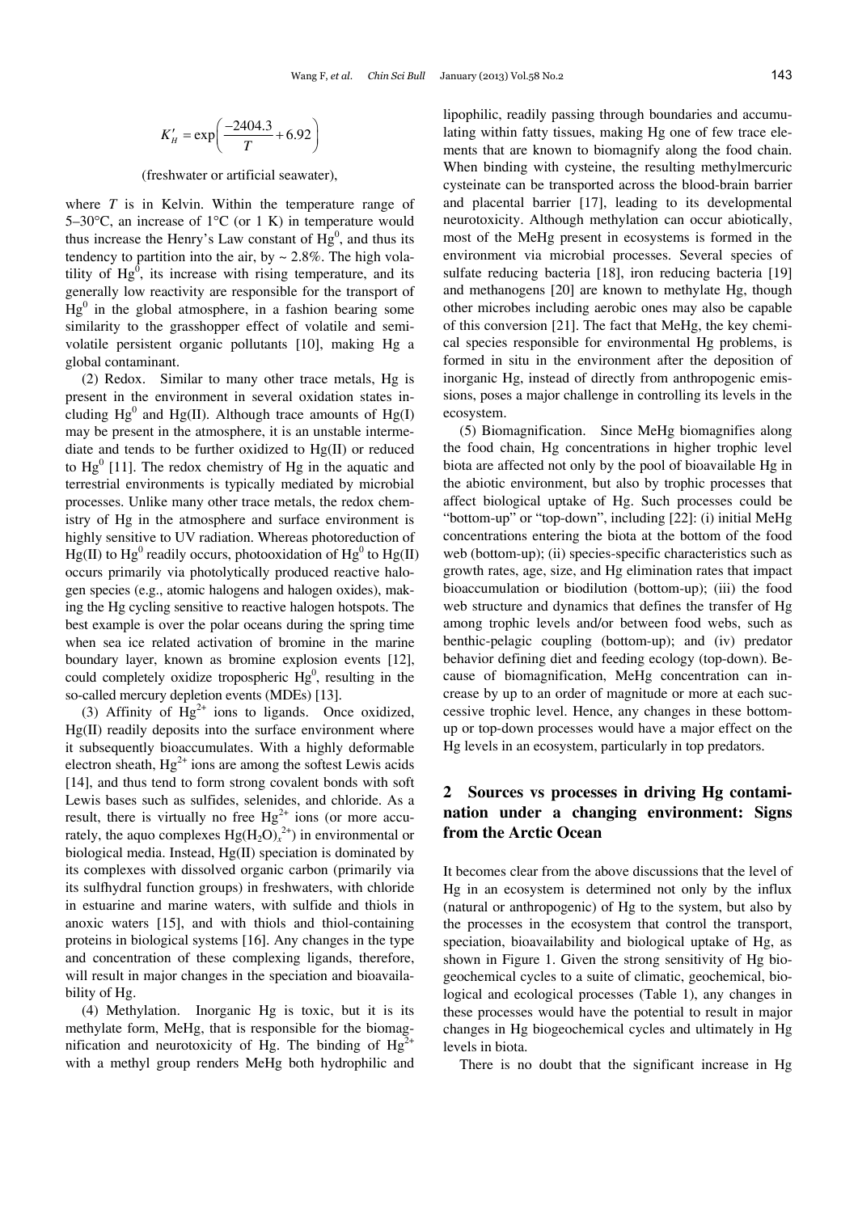$$K'_H = \exp\left(\frac{-2404.3}{T} + 6.92\right)$$

(freshwater or artificial seawater),

where $T$ is in Kelvin. Within the temperature range of 5–30°C, an increase of 1°C (or 1 K) in temperature would thus increase the Henry's Law constant of $Hg^0$, and thus its tendency to partition into the air, by ~ 2.8%. The high volatility of $Hg^0$, its increase with rising temperature, and its generally low reactivity are responsible for the transport of $Hg^0$ in the global atmosphere, in a fashion bearing some similarity to the grasshopper effect of volatile and semi-volatile persistent organic pollutants [10], making Hg a global contaminant.

(2) Redox. Similar to many other trace metals, Hg is present in the environment in several oxidation states including $Hg^0$ and Hg(II). Although trace amounts of Hg(I) may be present in the atmosphere, it is an unstable intermediate and tends to be further oxidized to Hg(II) or reduced to $Hg^0$ [11]. The redox chemistry of Hg in the aquatic and terrestrial environments is typically mediated by microbial processes. Unlike many other trace metals, the redox chemistry of Hg in the atmosphere and surface environment is highly sensitive to UV radiation. Whereas photoreduction of Hg(II) to $Hg^0$ readily occurs, photooxidation of $Hg^0$ to Hg(II) occurs primarily via photolytically produced reactive halogen species (e.g., atomic halogens and halogen oxides), making the Hg cycling sensitive to reactive halogen hotspots. The best example is over the polar oceans during the spring time when sea ice related activation of bromine in the marine boundary layer, known as bromine explosion events [12], could completely oxidize tropospheric $Hg^0$, resulting in the so-called mercury depletion events (MDEs) [13].

(3) Affinity of $Hg^{2+}$ ions to ligands. Once oxidized, Hg(II) readily deposits into the surface environment where it subsequently bioaccumulates. With a highly deformable electron sheath, $Hg^{2+}$ ions are among the softest Lewis acids [14], and thus tend to form strong covalent bonds with soft Lewis bases such as sulfides, selenides, and chloride. As a result, there is virtually no free $Hg^{2+}$ ions (or more accurately, the aquo complexes $Hg(H_2O)_x^{2+}$) in environmental or biological media. Instead, Hg(II) speciation is dominated by its complexes with dissolved organic carbon (primarily via its sulfhydral function groups) in freshwaters, with chloride in estuarine and marine waters, with sulfide and thiols in anoxic waters [15], and with thiols and thiol-containing proteins in biological systems [16]. Any changes in the type and concentration of these complexing ligands, therefore, will result in major changes in the speciation and bioavailability of Hg.

(4) Methylation. Inorganic Hg is toxic, but it is its methylate form, MeHg, that is responsible for the biomagnification and neurotoxicity of Hg. The binding of $Hg^{2+}$ with a methyl group renders MeHg both hydrophilic and lipophilic, readily passing through boundaries and accumulating within fatty tissues, making Hg one of few trace elements that are known to biomagnify along the food chain. When binding with cysteine, the resulting methylmercuric cysteinate can be transported across the blood-brain barrier and placental barrier [17], leading to its developmental neurotoxicity. Although methylation can occur abiotically, most of the MeHg present in ecosystems is formed in the environment via microbial processes. Several species of sulfate reducing bacteria [18], iron reducing bacteria [19] and methanogens [20] are known to methylate Hg, though other microbes including aerobic ones may also be capable of this conversion [21]. The fact that MeHg, the key chemical species responsible for environmental Hg problems, is formed in situ in the environment after the deposition of inorganic Hg, instead of directly from anthropogenic emissions, poses a major challenge in controlling its levels in the ecosystem.

(5) Biomagnification. Since MeHg biomagnifies along the food chain, Hg concentrations in higher trophic level biota are affected not only by the pool of bioavailable Hg in the abiotic environment, but also by trophic processes that affect biological uptake of Hg. Such processes could be "bottom-up" or "top-down", including [22]: (i) initial MeHg concentrations entering the biota at the bottom of the food web (bottom-up); (ii) species-specific characteristics such as growth rates, age, size, and Hg elimination rates that impact bioaccumulation or biodilution (bottom-up); (iii) the food web structure and dynamics that defines the transfer of Hg among trophic levels and/or between food webs, such as benthic-pelagic coupling (bottom-up); and (iv) predator behavior defining diet and feeding ecology (top-down). Because of biomagnification, MeHg concentration can increase by up to an order of magnitude or more at each successive trophic level. Hence, any changes in these bottom-up or top-down processes would have a major effect on the Hg levels in an ecosystem, particularly in top predators.

## 2 Sources vs processes in driving Hg contamination under a changing environment: Signs from the Arctic Ocean

It becomes clear from the above discussions that the level of Hg in an ecosystem is determined not only by the influx (natural or anthropogenic) of Hg to the system, but also by the processes in the ecosystem that control the transport, speciation, bioavailability and biological uptake of Hg, as shown in Figure 1. Given the strong sensitivity of Hg biogeochemical cycles to a suite of climatic, geochemical, biological and ecological processes (Table 1), any changes in these processes would have the potential to result in major changes in Hg biogeochemical cycles and ultimately in Hg levels in biota.

There is no doubt that the significant increase in Hg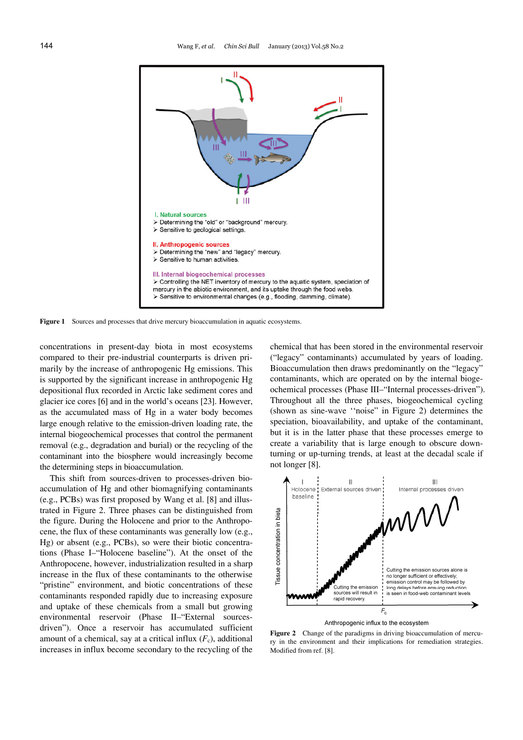Figure 1 Sources and processes that drive mercury bioaccumulation in aquatic ecosystems.

concentrations in present-day biota in most ecosystems compared to their pre-industrial counterparts is driven primarily by the increase of anthropogenic Hg emissions. This is supported by the significant increase in anthropogenic Hg depositional flux recorded in Arctic lake sediment cores and glacier ice cores [6] and in the world's oceans [23]. However, as the accumulated mass of Hg in a water body becomes large enough relative to the emission-driven loading rate, the internal biogeochemical processes that control the permanent removal (e.g., degradation and burial) or the recycling of the contaminant into the biosphere would increasingly become the determining steps in bioaccumulation.

This shift from sources-driven to processes-driven bioaccumulation of Hg and other biomagnifying contaminants (e.g., PCBs) was first proposed by Wang et al. [8] and illustrated in Figure 2. Three phases can be distinguished from the figure. During the Holocene and prior to the Anthropocene, the flux of these contaminants was generally low (e.g., Hg) or absent (e.g., PCBs), so were their biotic concentrations (Phase I–"Holocene baseline"). At the onset of the Anthropocene, however, industrialization resulted in a sharp increase in the flux of these contaminants to the otherwise "pristine" environment, and biotic concentrations of these contaminants responded rapidly due to increasing exposure and uptake of these chemicals from a small but growing environmental reservoir (Phase II–"External sources-driven"). Once a reservoir has accumulated sufficient amount of a chemical, say at a critical influx ($F_c$), additional increases in influx become secondary to the recycling of the chemical that has been stored in the environmental reservoir ("legacy" contaminants) accumulated by years of loading. Bioaccumulation then draws predominantly on the "legacy" contaminants, which are operated on by the internal biogeochemical processes (Phase III–"Internal processes-driven"). Throughout all the three phases, biogeochemical cycling (shown as sine-wave ''noise" in Figure 2) determines the speciation, bioavailability, and uptake of the contaminant, but it is in the latter phase that these processes emerge to create a variability that is large enough to obscure down-turning or up-turning trends, at least at the decadal scale if not longer [8].

Figure 2 Change of the paradigms in driving bioaccumulation of mercury in the environment and their implications for remediation strategies. Modified from ref. [8].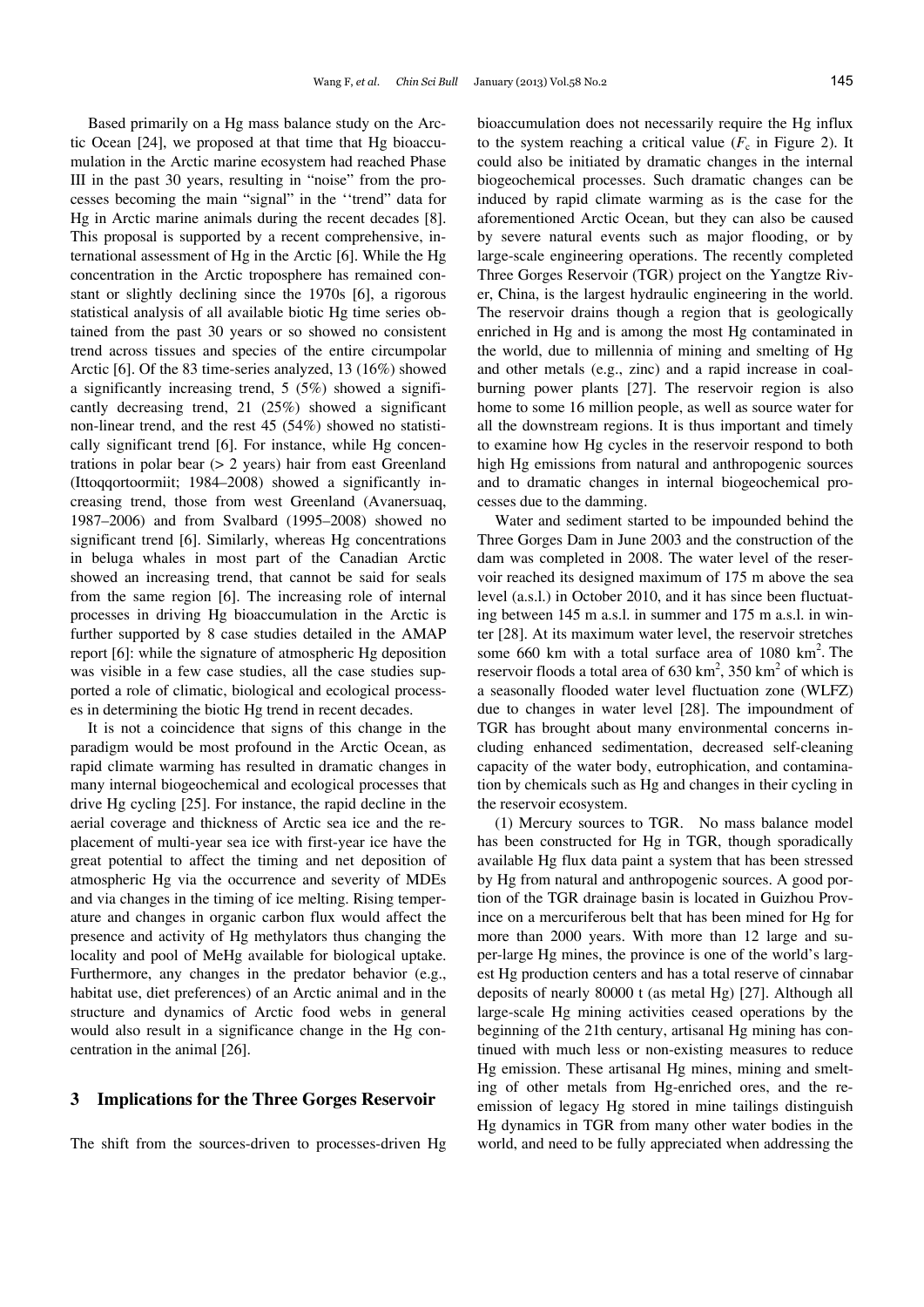Based primarily on a Hg mass balance study on the Arctic Ocean [24], we proposed at that time that Hg bioaccumulation in the Arctic marine ecosystem had reached Phase III in the past 30 years, resulting in "noise" from the processes becoming the main "signal" in the ''trend" data for Hg in Arctic marine animals during the recent decades [8]. This proposal is supported by a recent comprehensive, international assessment of Hg in the Arctic [6]. While the Hg concentration in the Arctic troposphere has remained constant or slightly declining since the 1970s [6], a rigorous statistical analysis of all available biotic Hg time series obtained from the past 30 years or so showed no consistent trend across tissues and species of the entire circumpolar Arctic [6]. Of the 83 time-series analyzed, 13 (16%) showed a significantly increasing trend, 5 (5%) showed a significantly decreasing trend, 21 (25%) showed a significant non-linear trend, and the rest 45 (54%) showed no statistically significant trend [6]. For instance, while Hg concentrations in polar bear (> 2 years) hair from east Greenland (Ittoqqortoormiit; 1984–2008) showed a significantly increasing trend, those from west Greenland (Avanersuaq, 1987–2006) and from Svalbard (1995–2008) showed no significant trend [6]. Similarly, whereas Hg concentrations in beluga whales in most part of the Canadian Arctic showed an increasing trend, that cannot be said for seals from the same region [6]. The increasing role of internal processes in driving Hg bioaccumulation in the Arctic is further supported by 8 case studies detailed in the AMAP report [6]: while the signature of atmospheric Hg deposition was visible in a few case studies, all the case studies supported a role of climatic, biological and ecological processes in determining the biotic Hg trend in recent decades.

It is not a coincidence that signs of this change in the paradigm would be most profound in the Arctic Ocean, as rapid climate warming has resulted in dramatic changes in many internal biogeochemical and ecological processes that drive Hg cycling [25]. For instance, the rapid decline in the aerial coverage and thickness of Arctic sea ice and the replacement of multi-year sea ice with first-year ice have the great potential to affect the timing and net deposition of atmospheric Hg via the occurrence and severity of MDEs and via changes in the timing of ice melting. Rising temperature and changes in organic carbon flux would affect the presence and activity of Hg methylators thus changing the locality and pool of MeHg available for biological uptake. Furthermore, any changes in the predator behavior (e.g., habitat use, diet preferences) of an Arctic animal and in the structure and dynamics of Arctic food webs in general would also result in a significance change in the Hg concentration in the animal [26].

## 3 Implications for the Three Gorges Reservoir

The shift from the sources-driven to processes-driven Hg bioaccumulation does not necessarily require the Hg influx to the system reaching a critical value ($F_c$ in Figure 2). It could also be initiated by dramatic changes in the internal biogeochemical processes. Such dramatic changes can be induced by rapid climate warming as is the case for the aforementioned Arctic Ocean, but they can also be caused by severe natural events such as major flooding, or by large-scale engineering operations. The recently completed Three Gorges Reservoir (TGR) project on the Yangtze River, China, is the largest hydraulic engineering in the world. The reservoir drains though a region that is geologically enriched in Hg and is among the most Hg contaminated in the world, due to millennia of mining and smelting of Hg and other metals (e.g., zinc) and a rapid increase in coal-burning power plants [27]. The reservoir region is also home to some 16 million people, as well as source water for all the downstream regions. It is thus important and timely to examine how Hg cycles in the reservoir respond to both high Hg emissions from natural and anthropogenic sources and to dramatic changes in internal biogeochemical processes due to the damming.

Water and sediment started to be impounded behind the Three Gorges Dam in June 2003 and the construction of the dam was completed in 2008. The water level of the reservoir reached its designed maximum of 175 m above the sea level (a.s.l.) in October 2010, and it has since been fluctuating between 145 m a.s.l. in summer and 175 m a.s.l. in winter [28]. At its maximum water level, the reservoir stretches some 660 km with a total surface area of 1080 $km^2$. The reservoir floods a total area of 630 $km^2$, 350 $km^2$ of which is a seasonally flooded water level fluctuation zone (WLFZ) due to changes in water level [28]. The impoundment of TGR has brought about many environmental concerns including enhanced sedimentation, decreased self-cleaning capacity of the water body, eutrophication, and contamination by chemicals such as Hg and changes in their cycling in the reservoir ecosystem.

(1) Mercury sources to TGR. No mass balance model has been constructed for Hg in TGR, though sporadically available Hg flux data paint a system that has been stressed by Hg from natural and anthropogenic sources. A good portion of the TGR drainage basin is located in Guizhou Province on a mercuriferous belt that has been mined for Hg for more than 2000 years. With more than 12 large and super-large Hg mines, the province is one of the world's largest Hg production centers and has a total reserve of cinnabar deposits of nearly 80000 t (as metal Hg) [27]. Although all large-scale Hg mining activities ceased operations by the beginning of the 21th century, artisanal Hg mining has continued with much less or non-existing measures to reduce Hg emission. These artisanal Hg mines, mining and smelting of other metals from Hg-enriched ores, and the re-emission of legacy Hg stored in mine tailings distinguish Hg dynamics in TGR from many other water bodies in the world, and need to be fully appreciated when addressing the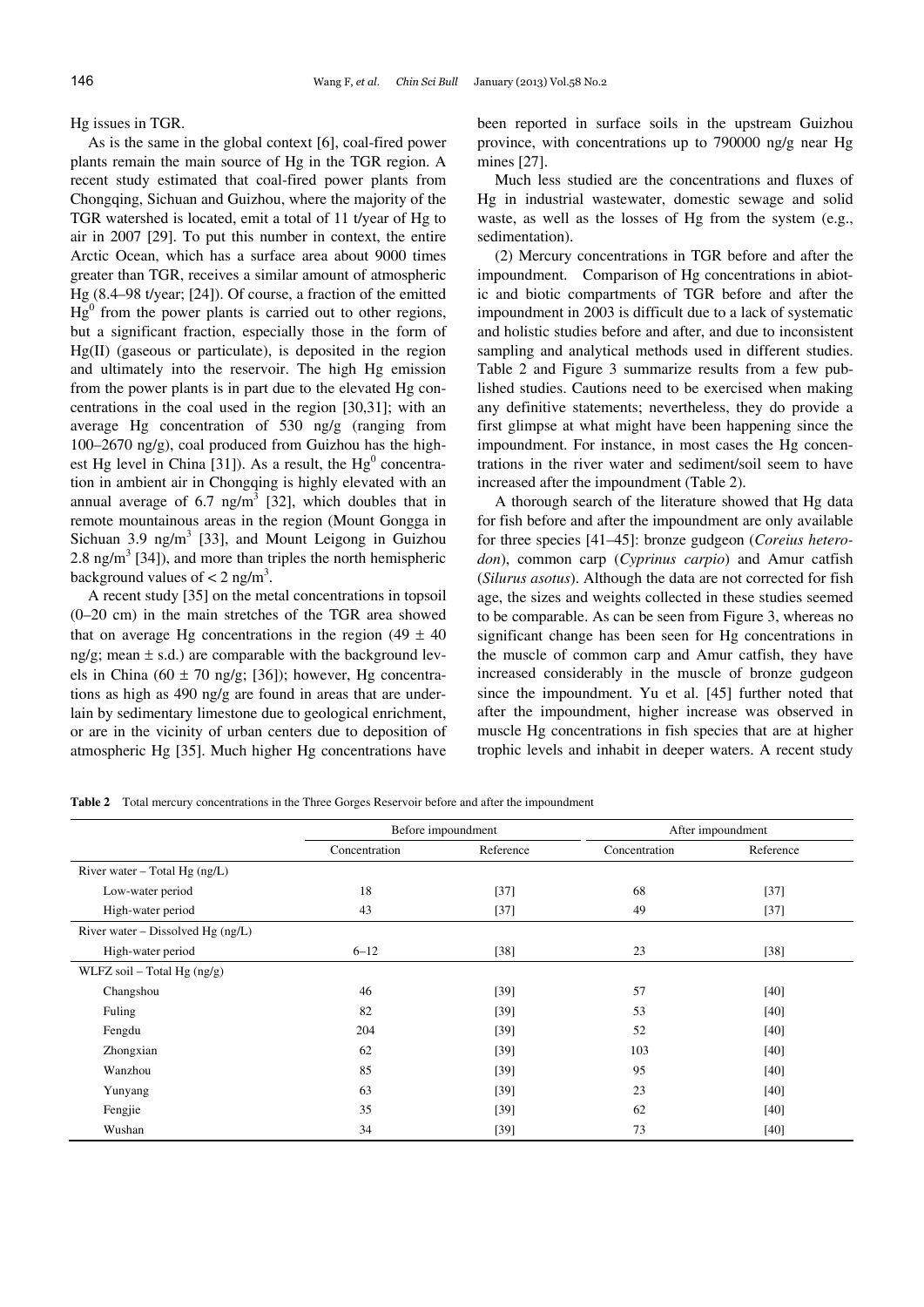Hg issues in TGR.

As is the same in the global context [6], coal-fired power plants remain the main source of Hg in the TGR region. A recent study estimated that coal-fired power plants from Chongqing, Sichuan and Guizhou, where the majority of the TGR watershed is located, emit a total of 11 t/year of Hg to air in 2007 [29]. To put this number in context, the entire Arctic Ocean, which has a surface area about 9000 times greater than TGR, receives a similar amount of atmospheric Hg (8.4–98 t/year; [24]). Of course, a fraction of the emitted $Hg^0$ from the power plants is carried out to other regions, but a significant fraction, especially those in the form of Hg(II) (gaseous or particulate), is deposited in the region and ultimately into the reservoir. The high Hg emission from the power plants is in part due to the elevated Hg concentrations in the coal used in the region [30,31]; with an average Hg concentration of 530 ng/g (ranging from 100–2670 ng/g), coal produced from Guizhou has the highest Hg level in China [31]). As a result, the $Hg^0$ concentration in ambient air in Chongqing is highly elevated with an annual average of 6.7 ng/m$^3$ [32], which doubles that in remote mountainous areas in the region (Mount Gongga in Sichuan 3.9 ng/m$^3$ [33], and Mount Leigong in Guizhou 2.8 ng/m$^3$ [34]), and more than triples the north hemispheric background values of < 2 ng/m$^3$.

A recent study [35] on the metal concentrations in topsoil (0–20 cm) in the main stretches of the TGR area showed that on average Hg concentrations in the region (49 ± 40 ng/g; mean ± s.d.) are comparable with the background levels in China (60 ± 70 ng/g; [36]); however, Hg concentrations as high as 490 ng/g are found in areas that are underlain by sedimentary limestone due to geological enrichment, or are in the vicinity of urban centers due to deposition of atmospheric Hg [35]. Much higher Hg concentrations have been reported in surface soils in the upstream Guizhou province, with concentrations up to 790000 ng/g near Hg mines [27].

Much less studied are the concentrations and fluxes of Hg in industrial wastewater, domestic sewage and solid waste, as well as the losses of Hg from the system (e.g., sedimentation).

(2) Mercury concentrations in TGR before and after the impoundment. Comparison of Hg concentrations in abiotic and biotic compartments of TGR before and after the impoundment in 2003 is difficult due to a lack of systematic and holistic studies before and after, and due to inconsistent sampling and analytical methods used in different studies. Table 2 and Figure 3 summarize results from a few published studies. Cautions need to be exercised when making any definitive statements; nevertheless, they do provide a first glimpse at what might have been happening since the impoundment. For instance, in most cases the Hg concentrations in the river water and sediment/soil seem to have increased after the impoundment (Table 2).

A thorough search of the literature showed that Hg data for fish before and after the impoundment are only available for three species [41–45]: bronze gudgeon (*Coreius heterodon*), common carp (*Cyprinus carpio*) and Amur catfish (*Silurus asotus*). Although the data are not corrected for fish age, the sizes and weights collected in these studies seemed to be comparable. As can be seen from Figure 3, whereas no significant change has been seen for Hg concentrations in the muscle of common carp and Amur catfish, they have increased considerably in the muscle of bronze gudgeon since the impoundment. Yu et al. [45] further noted that after the impoundment, higher increase was observed in muscle Hg concentrations in fish species that are at higher trophic levels and inhabit in deeper waters. A recent study

**Table 2** Total mercury concentrations in the Three Gorges Reservoir before and after the impoundment

| | Before impoundment | | After impoundment | |
|---|---|---|---|---|
| | Concentration | Reference | Concentration | Reference |
| River water – Total Hg (ng/L) | | | | |
| Low-water period | 18 | [37] | 68 | [37] |
| High-water period | 43 | [37] | 49 | [37] |
| River water – Dissolved Hg (ng/L) | | | | |
| High-water period | 6–12 | [38] | 23 | [38] |
| WLFZ soil – Total Hg (ng/g) | | | | |
| Changshou | 46 | [39] | 57 | [40] |
| Fuling | 82 | [39] | 53 | [40] |
| Fengdu | 204 | [39] | 52 | [40] |
| Zhongxian | 62 | [39] | 103 | [40] |
| Wanzhou | 85 | [39] | 95 | [40] |
| Yunyang | 63 | [39] | 23 | [40] |
| Fengjie | 35 | [39] | 62 | [40] |
| Wushan | 34 | [39] | 73 | [40] |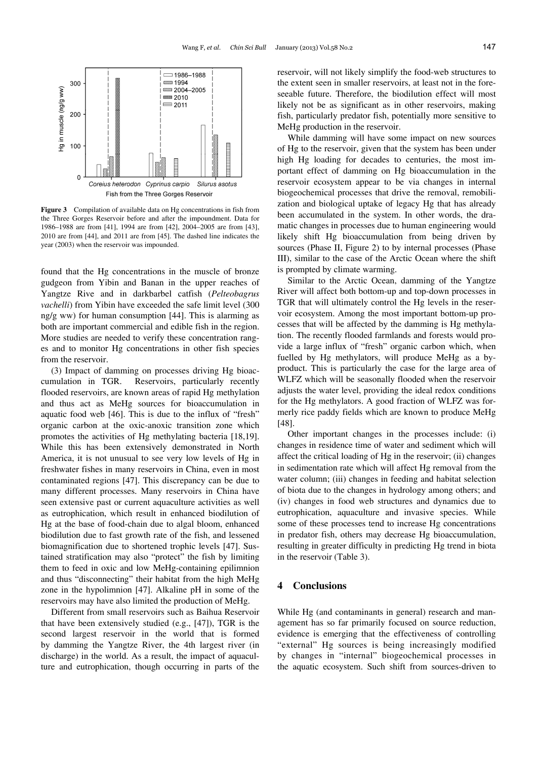**Figure 3** Compilation of available data on Hg concentrations in fish from the Three Gorges Reservoir before and after the impoundment. Data for 1986–1988 are from [41], 1994 are from [42], 2004–2005 are from [43], 2010 are from [44], and 2011 are from [45]. The dashed line indicates the year (2003) when the reservoir was impounded.

found that the Hg concentrations in the muscle of bronze gudgeon from Yibin and Banan in the upper reaches of Yangtze Rive and in darkbarbel catfish (*Pelteobagrus vachelli*) from Yibin have exceeded the safe limit level (300 ng/g ww) for human consumption [44]. This is alarming as both are important commercial and edible fish in the region. More studies are needed to verify these concentration ranges and to monitor Hg concentrations in other fish species from the reservoir.

(3) Impact of damming on processes driving Hg bioaccumulation in TGR. Reservoirs, particularly recently flooded reservoirs, are known areas of rapid Hg methylation and thus act as MeHg sources for bioaccumulation in aquatic food web [46]. This is due to the influx of "fresh" organic carbon at the oxic-anoxic transition zone which promotes the activities of Hg methylating bacteria [18,19]. While this has been extensively demonstrated in North America, it is not unusual to see very low levels of Hg in freshwater fishes in many reservoirs in China, even in most contaminated regions [47]. This discrepancy can be due to many different processes. Many reservoirs in China have seen extensive past or current aquaculture activities as well as eutrophication, which result in enhanced biodilution of Hg at the base of food-chain due to algal bloom, enhanced biodilution due to fast growth rate of the fish, and lessened biomagnification due to shortened trophic levels [47]. Sustained stratification may also "protect" the fish by limiting them to feed in oxic and low MeHg-containing epilimnion and thus "disconnecting" their habitat from the high MeHg zone in the hypolimnion [47]. Alkaline pH in some of the reservoirs may have also limited the production of MeHg.

Different from small reservoirs such as Baihua Reservoir that have been extensively studied (e.g., [47]), TGR is the second largest reservoir in the world that is formed by damming the Yangtze River, the 4th largest river (in discharge) in the world. As a result, the impact of aquaculture and eutrophication, though occurring in parts of the reservoir, will not likely simplify the food-web structures to the extent seen in smaller reservoirs, at least not in the foreseeable future. Therefore, the biodilution effect will most likely not be as significant as in other reservoirs, making fish, particularly predator fish, potentially more sensitive to MeHg production in the reservoir.

While damming will have some impact on new sources of Hg to the reservoir, given that the system has been under high Hg loading for decades to centuries, the most important effect of damming on Hg bioaccumulation in the reservoir ecosystem appear to be via changes in internal biogeochemical processes that drive the removal, remobilization and biological uptake of legacy Hg that has already been accumulated in the system. In other words, the dramatic changes in processes due to human engineering would likely shift Hg bioaccumulation from being driven by sources (Phase II, Figure 2) to by internal processes (Phase III), similar to the case of the Arctic Ocean where the shift is prompted by climate warming.

Similar to the Arctic Ocean, damming of the Yangtze River will affect both bottom-up and top-down processes in TGR that will ultimately control the Hg levels in the reservoir ecosystem. Among the most important bottom-up processes that will be affected by the damming is Hg methylation. The recently flooded farmlands and forests would provide a large influx of "fresh" organic carbon which, when fuelled by Hg methylators, will produce MeHg as a by-product. This is particularly the case for the large area of WLFZ which will be seasonally flooded when the reservoir adjusts the water level, providing the ideal redox conditions for the Hg methylators. A good fraction of WLFZ was formerly rice paddy fields which are known to produce MeHg [48].

Other important changes in the processes include: (i) changes in residence time of water and sediment which will affect the critical loading of Hg in the reservoir; (ii) changes in sedimentation rate which will affect Hg removal from the water column; (iii) changes in feeding and habitat selection of biota due to the changes in hydrology among others; and (iv) changes in food web structures and dynamics due to eutrophication, aquaculture and invasive species. While some of these processes tend to increase Hg concentrations in predator fish, others may decrease Hg bioaccumulation, resulting in greater difficulty in predicting Hg trend in biota in the reservoir (Table 3).

## 4 Conclusions

While Hg (and contaminants in general) research and management has so far primarily focused on source reduction, evidence is emerging that the effectiveness of controlling "external" Hg sources is being increasingly modified by changes in "internal" biogeochemical processes in the aquatic ecosystem. Such shift from sources-driven to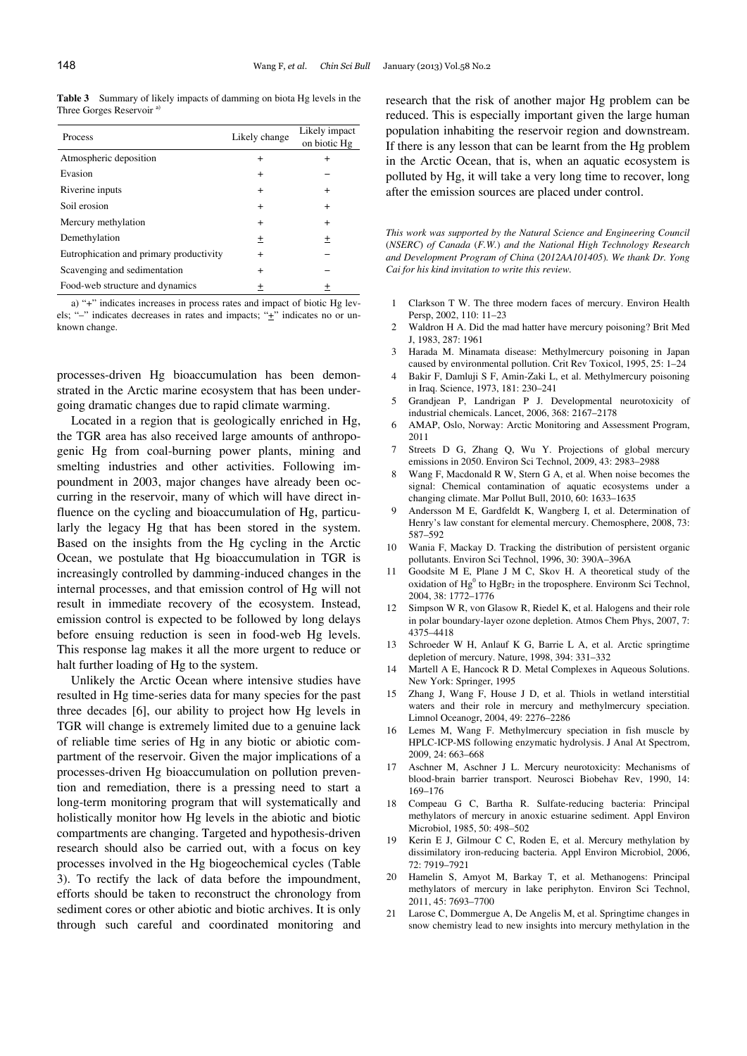**Table 3** Summary of likely impacts of damming on biota Hg levels in the Three Gorges Reservoir [a)]

| Process | Likely change | Likely impact on biotic Hg |
|---|---|---|
| Atmospheric deposition | + | + |
| Evasion | + | − |
| Riverine inputs | + | + |
| Soil erosion | + | + |
| Mercury methylation | + | + |
| Demethylation | ± | ± |
| Eutrophication and primary productivity | + | − |
| Scavenging and sedimentation | + | − |
| Food-web structure and dynamics | ± | ± |

a) "+" indicates increases in process rates and impact of biotic Hg levels; "−" indicates decreases in rates and impacts; "±" indicates no or unknown change.

processes-driven Hg bioaccumulation has been demonstrated in the Arctic marine ecosystem that has been undergoing dramatic changes due to rapid climate warming.

Located in a region that is geologically enriched in Hg, the TGR area has also received large amounts of anthropogenic Hg from coal-burning power plants, mining and smelting industries and other activities. Following impoundment in 2003, major changes have already been occurring in the reservoir, many of which will have direct influence on the cycling and bioaccumulation of Hg, particularly the legacy Hg that has been stored in the system. Based on the insights from the Hg cycling in the Arctic Ocean, we postulate that Hg bioaccumulation in TGR is increasingly controlled by damming-induced changes in the internal processes, and that emission control of Hg will not result in immediate recovery of the ecosystem. Instead, emission control is expected to be followed by long delays before ensuing reduction is seen in food-web Hg levels. This response lag makes it all the more urgent to reduce or halt further loading of Hg to the system.

Unlikely the Arctic Ocean where intensive studies have resulted in Hg time-series data for many species for the past three decades [6], our ability to project how Hg levels in TGR will change is extremely limited due to a genuine lack of reliable time series of Hg in any biotic or abiotic compartment of the reservoir. Given the major implications of a processes-driven Hg bioaccumulation on pollution prevention and remediation, there is a pressing need to start a long-term monitoring program that will systematically and holistically monitor how Hg levels in the abiotic and biotic compartments are changing. Targeted and hypothesis-driven research should also be carried out, with a focus on key processes involved in the Hg biogeochemical cycles (Table 3). To rectify the lack of data before the impoundment, efforts should be taken to reconstruct the chronology from sediment cores or other abiotic and biotic archives. It is only through such careful and coordinated monitoring and research that the risk of another major Hg problem can be reduced. This is especially important given the large human population inhabiting the reservoir region and downstream. If there is any lesson that can be learnt from the Hg problem in the Arctic Ocean, that is, when an aquatic ecosystem is polluted by Hg, it will take a very long time to recover, long after the emission sources are placed under control.

*This work was supported by the Natural Science and Engineering Council (NSERC) of Canada (F.W.) and the National High Technology Research and Development Program of China (2012AA101405). We thank Dr. Yong Cai for his kind invitation to write this review.*

1. Clarkson T W. The three modern faces of mercury. Environ Health Persp, 2002, 110: 11–23
2. Waldron H A. Did the mad hatter have mercury poisoning? Brit Med J, 1983, 287: 1961
3. Harada M. Minamata disease: Methylmercury poisoning in Japan caused by environmental pollution. Crit Rev Toxicol, 1995, 25: 1–24
4. Bakir F, Damluji S F, Amin-Zaki L, et al. Methylmercury poisoning in Iraq. Science, 1973, 181: 230–241
5. Grandjean P, Landrigan P J. Developmental neurotoxicity of industrial chemicals. Lancet, 2006, 368: 2167–2178
6. AMAP, Oslo, Norway: Arctic Monitoring and Assessment Program, 2011
7. Streets D G, Zhang Q, Wu Y. Projections of global mercury emissions in 2050. Environ Sci Technol, 2009, 43: 2983–2988
8. Wang F, Macdonald R W, Stern G A, et al. When noise becomes the signal: Chemical contamination of aquatic ecosystems under a changing climate. Mar Pollut Bull, 2010, 60: 1633–1635
9. Andersson M E, Gardfeldt K, Wangberg I, et al. Determination of Henry's law constant for elemental mercury. Chemosphere, 2008, 73: 587–592
10. Wania F, Mackay D. Tracking the distribution of persistent organic pollutants. Environ Sci Technol, 1996, 30: 390A–396A
11. Goodsite M E, Plane J M C, Skov H. A theoretical study of the oxidation of $Hg^0$ to $HgBr_2$ in the troposphere. Environm Sci Technol, 2004, 38: 1772–1776
12. Simpson W R, von Glasow R, Riedel K, et al. Halogens and their role in polar boundary-layer ozone depletion. Atmos Chem Phys, 2007, 7: 4375–4418
13. Schroeder W H, Anlauf K G, Barrie L A, et al. Arctic springtime depletion of mercury. Nature, 1998, 394: 331–332
14. Martell A E, Hancock R D. Metal Complexes in Aqueous Solutions. New York: Springer, 1995
15. Zhang J, Wang F, House J D, et al. Thiols in wetland interstitial waters and their role in mercury and methylmercury speciation. Limnol Oceanogr, 2004, 49: 2276–2286
16. Lemes M, Wang F. Methylmercury speciation in fish muscle by HPLC-ICP-MS following enzymatic hydrolysis. J Anal At Spectrom, 2009, 24: 663–668
17. Aschner M, Aschner J L. Mercury neurotoxicity: Mechanisms of blood-brain barrier transport. Neurosci Biobehav Rev, 1990, 14: 169–176
18. Compeau G C, Bartha R. Sulfate-reducing bacteria: Principal methylators of mercury in anoxic estuarine sediment. Appl Environ Microbiol, 1985, 50: 498–502
19. Kerin E J, Gilmour C C, Roden E, et al. Mercury methylation by dissimilatory iron-reducing bacteria. Appl Environ Microbiol, 2006, 72: 7919–7921
20. Hamelin S, Amyot M, Barkay T, et al. Methanogens: Principal methylators of mercury in lake periphyton. Environ Sci Technol, 2011, 45: 7693–7700
21. Larose C, Dommergue A, De Angelis M, et al. Springtime changes in snow chemistry lead to new insights into mercury methylation in the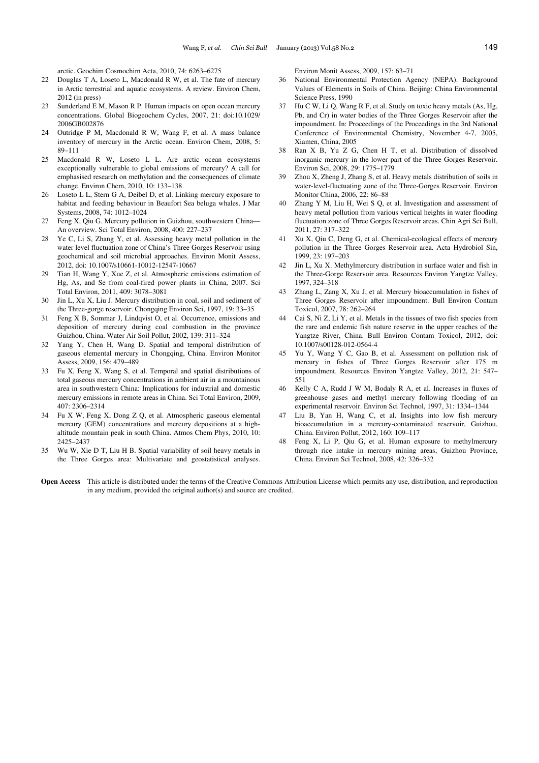arctic. Geochim Cosmochim Acta, 2010, 74: 6263–6275

22 Douglas T A, Loseto L, Macdonald R W, et al. The fate of mercury in Arctic terrestrial and aquatic ecosystems. A review. Environ Chem, 2012 (in press)
23 Sunderland E M, Mason R P. Human impacts on open ocean mercury concentrations. Global Biogeochem Cycles, 2007, 21: doi:10.1029/2006GB002876
24 Outridge P M, Macdonald R W, Wang F, et al. A mass balance inventory of mercury in the Arctic ocean. Environ Chem, 2008, 5: 89–111
25 Macdonald R W, Loseto L L. Are arctic ocean ecosystems exceptionally vulnerable to global emissions of mercury? A call for emphasised research on methylation and the consequences of climate change. Environ Chem, 2010, 10: 133–138
26 Loseto L L, Stern G A, Deibel D, et al. Linking mercury exposure to habitat and feeding behaviour in Beaufort Sea beluga whales. J Mar Systems, 2008, 74: 1012–1024
27 Feng X, Qiu G. Mercury pollution in Guizhou, southwestern China—An overview. Sci Total Environ, 2008, 400: 227–237
28 Ye C, Li S, Zhang Y, et al. Assessing heavy metal pollution in the water level fluctuation zone of China's Three Gorges Reservoir using geochemical and soil microbial approaches. Environ Monit Assess, 2012, doi: 10.1007/s10661-10012-12547-10667
29 Tian H, Wang Y, Xue Z, et al. Atmospheric emissions estimation of Hg, As, and Se from coal-fired power plants in China, 2007. Sci Total Environ, 2011, 409: 3078–3081
30 Jin L, Xu X, Liu J. Mercury distribution in coal, soil and sediment of the Three-gorge reservoir. Chongqing Environ Sci, 1997, 19: 33–35
31 Feng X B, Sommar J, Lindqvist O, et al. Occurrence, emissions and deposition of mercury during coal combustion in the province Guizhou, China. Water Air Soil Pollut, 2002, 139: 311–324
32 Yang Y, Chen H, Wang D. Spatial and temporal distribution of gaseous elemental mercury in Chongqing, China. Environ Monitor Assess, 2009, 156: 479–489
33 Fu X, Feng X, Wang S, et al. Temporal and spatial distributions of total gaseous mercury concentrations in ambient air in a mountainous area in southwestern China: Implications for industrial and domestic mercury emissions in remote areas in China. Sci Total Environ, 2009, 407: 2306–2314
34 Fu X W, Feng X, Dong Z Q, et al. Atmospheric gaseous elemental mercury (GEM) concentrations and mercury depositions at a high-altitude mountain peak in south China. Atmos Chem Phys, 2010, 10: 2425–2437
35 Wu W, Xie D T, Liu H B. Spatial variability of soil heavy metals in the Three Gorges area: Multivariate and geostatistical analyses. Environ Monit Assess, 2009, 157: 63–71
36 National Environmental Protection Agency (NEPA). Background Values of Elements in Soils of China. Beijing: China Environmental Science Press, 1990
37 Hu C W, Li Q, Wang R F, et al. Study on toxic heavy metals (As, Hg, Pb, and Cr) in water bodies of the Three Gorges Reservoir after the impoundment. In: Proceedings of the Proceedings in the 3rd National Conference of Environmental Chemistry, November 4-7, 2005, Xiamen, China, 2005
38 Ran X B, Yu Z G, Chen H T, et al. Distribution of dissolved inorganic mercury in the lower part of the Three Gorges Reservoir. Environ Sci, 2008, 29: 1775–1779
39 Zhou X, Zheng J, Zhang S, et al. Heavy metals distribution of soils in water-level-fluctuating zone of the Three-Gorges Reservoir. Environ Monitor China, 2006, 22: 86–88
40 Zhang Y M, Liu H, Wei S Q, et al. Investigation and assessment of heavy metal pollution from various vertical heights in water flooding fluctuation zone of Three Gorges Reservoir areas. Chin Agri Sci Bull, 2011, 27: 317–322
41 Xu X, Qiu C, Deng G, et al. Chemical-ecological effects of mercury pollution in the Three Gorges Reservoir area. Acta Hydrobiol Sin, 1999, 23: 197–203
42 Jin L, Xu X. Methylmercury distribution in surface water and fish in the Three-Gorge Reservoir area. Resources Environ Yangtze Valley, 1997, 324–318
43 Zhang L, Zang X, Xu J, et al. Mercury bioaccumulation in fishes of Three Gorges Reservoir after impoundment. Bull Environ Contam Toxicol, 2007, 78: 262–264
44 Cai S, Ni Z, Li Y, et al. Metals in the tissues of two fish species from the rare and endemic fish nature reserve in the upper reaches of the Yangtze River, China. Bull Environ Contam Toxicol, 2012, doi: 10.1007/s00128-012-0564-4
45 Yu Y, Wang Y C, Gao B, et al. Assessment on pollution risk of mercury in fishes of Three Gorges Reservoir after 175 m impoundment. Resources Environ Yangtze Valley, 2012, 21: 547–551
46 Kelly C A, Rudd J W M, Bodaly R A, et al. Increases in fluxes of greenhouse gases and methyl mercury following flooding of an experimental reservoir. Environ Sci Technol, 1997, 31: 1334–1344
47 Liu B, Yan H, Wang C, et al. Insights into low fish mercury bioaccumulation in a mercury-contaminated reservoir, Guizhou, China. Environ Pollut, 2012, 160: 109–117
48 Feng X, Li P, Qiu G, et al. Human exposure to methylmercury through rice intake in mercury mining areas, Guizhou Province, China. Environ Sci Technol, 2008, 42: 326–332

**Open Access** This article is distributed under the terms of the Creative Commons Attribution License which permits any use, distribution, and reproduction in any medium, provided the original author(s) and source are credited.